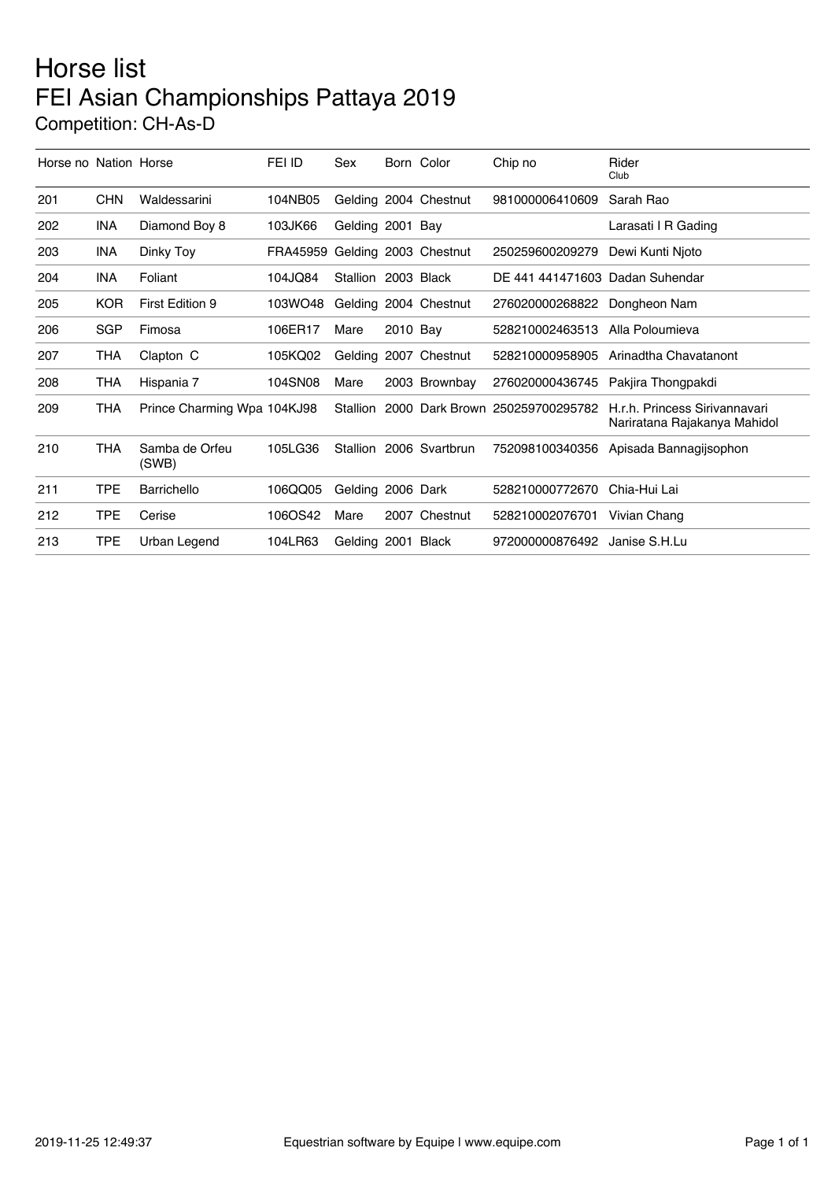# Horse list

## FEI Asian Championships Pattaya 2019

### Competition: CH-As-D

| Horse no | Nation | Horse | FEI ID | Sex | Born | Color | Chip no | Rider<br>Club |
|---|---|---|---|---|---|---|---|---|
| 201 | CHN | Waldessarini | 104NB05 | Gelding | 2004 | Chestnut | 981000006410609 | Sarah Rao |
| 202 | INA | Diamond Boy 8 | 103JK66 | Gelding | 2001 | Bay | | Larasati I R Gading |
| 203 | INA | Dinky Toy | FRA45959 | Gelding | 2003 | Chestnut | 250259600209279 | Dewi Kunti Njoto |
| 204 | INA | Foliant | 104JQ84 | Stallion | 2003 | Black | DE 441 441471603 | Dadan Suhendar |
| 205 | KOR | First Edition 9 | 103WO48 | Gelding | 2004 | Chestnut | 276020000268822 | Dongheon Nam |
| 206 | SGP | Fimosa | 106ER17 | Mare | 2010 | Bay | 528210002463513 | Alla Poloumieva |
| 207 | THA | Clapton C | 105KQ02 | Gelding | 2007 | Chestnut | 528210000958905 | Arinadtha Chavatanont |
| 208 | THA | Hispania 7 | 104SN08 | Mare | 2003 | Brownbay | 276020000436745 | Pakjira Thongpakdi |
| 209 | THA | Prince Charming Wpa | 104KJ98 | Stallion | 2000 | Dark Brown | 250259700295782 | H.r.h. Princess Sirivannavari Nariratana Rajakanya Mahidol |
| 210 | THA | Samba de Orfeu (SWB) | 105LG36 | Stallion | 2006 | Svartbrun | 752098100340356 | Apisada Bannagijsophon |
| 211 | TPE | Barrichello | 106QQ05 | Gelding | 2006 | Dark | 528210000772670 | Chia-Hui Lai |
| 212 | TPE | Cerise | 106OS42 | Mare | 2007 | Chestnut | 528210002076701 | Vivian Chang |
| 213 | TPE | Urban Legend | 104LR63 | Gelding | 2001 | Black | 972000000876492 | Janise S.H.Lu |

2019-11-25 12:49:37 — Equestrian software by Equipe | www.equipe.com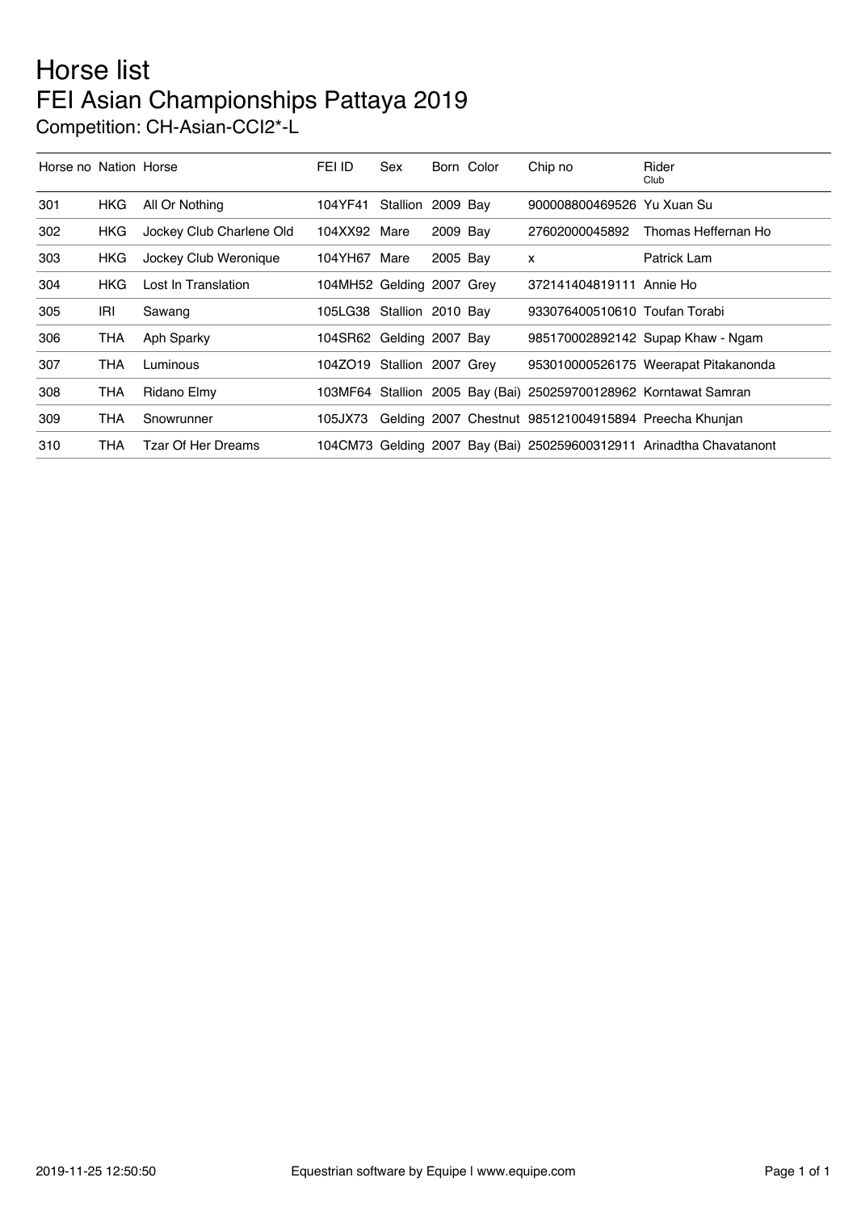# Horse list

## FEI Asian Championships Pattaya 2019

### Competition: CH-Asian-CCI2*-L

| Horse no | Nation | Horse | FEI ID | Sex | Born | Color | Chip no | Rider Club |
|---|---|---|---|---|---|---|---|---|
| 301 | HKG | All Or Nothing | 104YF41 | Stallion | 2009 | Bay | 900008800469526 | Yu Xuan Su |
| 302 | HKG | Jockey Club Charlene Old | 104XX92 | Mare | 2009 | Bay | 27602000045892 | Thomas Heffernan Ho |
| 303 | HKG | Jockey Club Weronique | 104YH67 | Mare | 2005 | Bay | x | Patrick Lam |
| 304 | HKG | Lost In Translation | 104MH52 | Gelding | 2007 | Grey | 372141404819111 | Annie Ho |
| 305 | IRI | Sawang | 105LG38 | Stallion | 2010 | Bay | 933076400510610 | Toufan Torabi |
| 306 | THA | Aph Sparky | 104SR62 | Gelding | 2007 | Bay | 985170002892142 | Supap Khaw - Ngam |
| 307 | THA | Luminous | 104ZO19 | Stallion | 2007 | Grey | 953010000526175 | Weerapat Pitakanonda |
| 308 | THA | Ridano Elmy | 103MF64 | Stallion | 2005 | Bay (Bai) | 250259700128962 | Korntawat Samran |
| 309 | THA | Snowrunner | 105JX73 | Gelding | 2007 | Chestnut | 985121004915894 | Preecha Khunjan |
| 310 | THA | Tzar Of Her Dreams | 104CM73 | Gelding | 2007 | Bay (Bai) | 250259600312911 | Arinadtha Chavatanont |

2019-11-25 12:50:50 Equestrian software by Equipe | www.equipe.com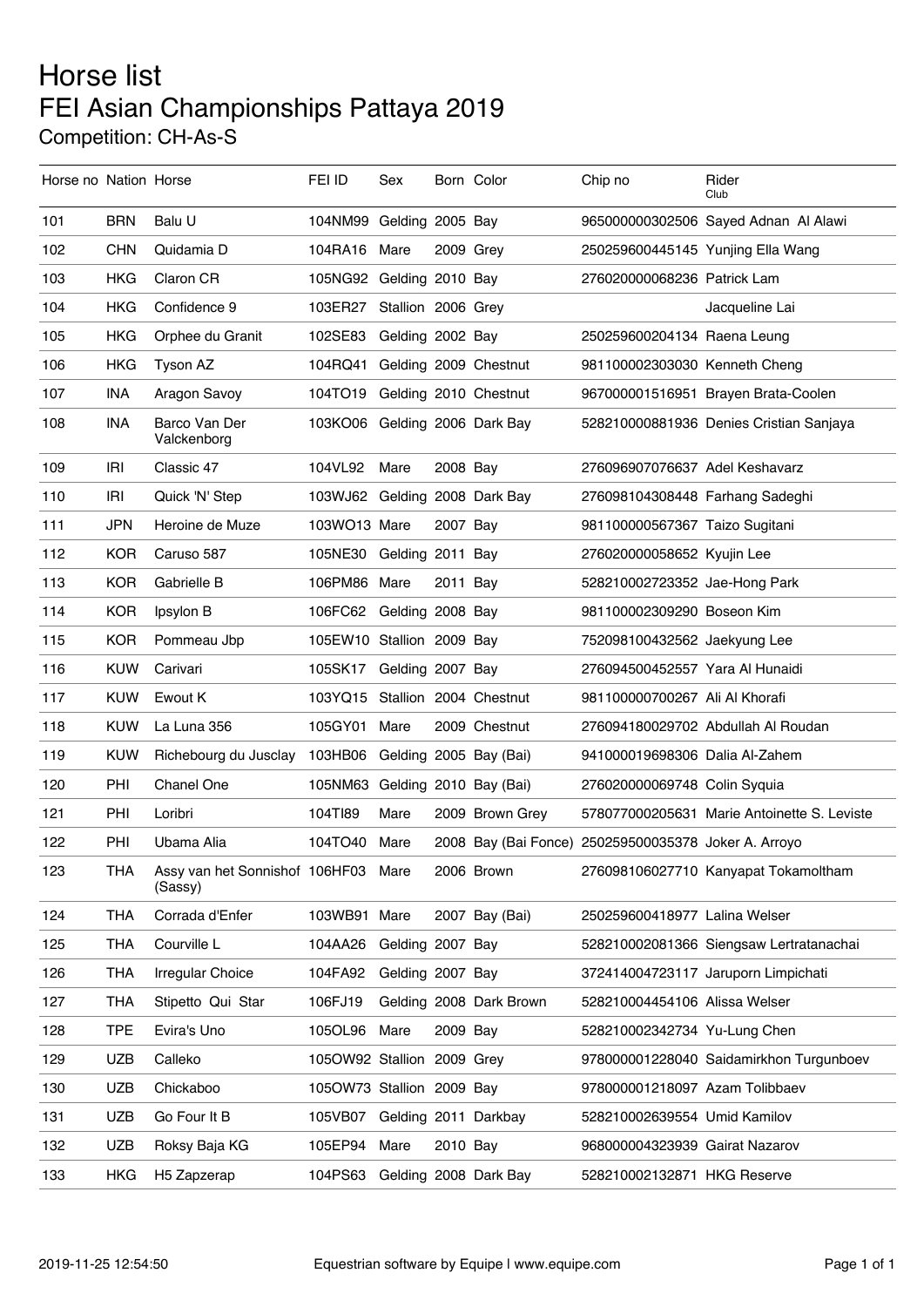# Horse list

## FEI Asian Championships Pattaya 2019

### Competition: CH-As-S

| Horse no | Nation | Horse | FEI ID | Sex | Born | Color | Chip no | Rider Club |
|---|---|---|---|---|---|---|---|---|
| 101 | BRN | Balu U | 104NM99 | Gelding | 2005 | Bay | 965000000302506 | Sayed Adnan Al Alawi |
| 102 | CHN | Quidamia D | 104RA16 | Mare | 2009 | Grey | 250259600445145 | Yunjing Ella Wang |
| 103 | HKG | Claron CR | 105NG92 | Gelding | 2010 | Bay | 276020000068236 | Patrick Lam |
| 104 | HKG | Confidence 9 | 103ER27 | Stallion | 2006 | Grey | | Jacqueline Lai |
| 105 | HKG | Orphee du Granit | 102SE83 | Gelding | 2002 | Bay | 250259600204134 | Raena Leung |
| 106 | HKG | Tyson AZ | 104RQ41 | Gelding | 2009 | Chestnut | 981100002303030 | Kenneth Cheng |
| 107 | INA | Aragon Savoy | 104TO19 | Gelding | 2010 | Chestnut | 967000001516951 | Brayen Brata-Coolen |
| 108 | INA | Barco Van Der Valckenborg | 103KO06 | Gelding | 2006 | Dark Bay | 528210000881936 | Denies Cristian Sanjaya |
| 109 | IRI | Classic 47 | 104VL92 | Mare | 2008 | Bay | 276096907076637 | Adel Keshavarz |
| 110 | IRI | Quick 'N' Step | 103WJ62 | Gelding | 2008 | Dark Bay | 276098104308448 | Farhang Sadeghi |
| 111 | JPN | Heroine de Muze | 103WO13 | Mare | 2007 | Bay | 981100000567367 | Taizo Sugitani |
| 112 | KOR | Caruso 587 | 105NE30 | Gelding | 2011 | Bay | 276020000058652 | Kyujin Lee |
| 113 | KOR | Gabrielle B | 106PM86 | Mare | 2011 | Bay | 528210002723352 | Jae-Hong Park |
| 114 | KOR | Ipsylon B | 106FC62 | Gelding | 2008 | Bay | 981100002309290 | Boseon Kim |
| 115 | KOR | Pommeau Jbp | 105EW10 | Stallion | 2009 | Bay | 752098100432562 | Jaekyung Lee |
| 116 | KUW | Carivari | 105SK17 | Gelding | 2007 | Bay | 276094500452557 | Yara Al Hunaidi |
| 117 | KUW | Ewout K | 103YQ15 | Stallion | 2004 | Chestnut | 981100000700267 | Ali Al Khorafi |
| 118 | KUW | La Luna 356 | 105GY01 | Mare | 2009 | Chestnut | 276094180029702 | Abdullah Al Roudan |
| 119 | KUW | Richebourg du Jusclay | 103HB06 | Gelding | 2005 | Bay (Bai) | 941000019698306 | Dalia Al-Zahem |
| 120 | PHI | Chanel One | 105NM63 | Gelding | 2010 | Bay (Bai) | 276020000069748 | Colin Syquia |
| 121 | PHI | Loribri | 104TI89 | Mare | 2009 | Brown Grey | 578077000205631 | Marie Antoinette S. Leviste |
| 122 | PHI | Ubama Alia | 104TO40 | Mare | 2008 | Bay (Bai Fonce) | 250259500035378 | Joker A. Arroyo |
| 123 | THA | Assy van het Sonnishof (Sassy) | 106HF03 | Mare | 2006 | Brown | 276098106027710 | Kanyapat Tokamoltham |
| 124 | THA | Corrada d'Enfer | 103WB91 | Mare | 2007 | Bay (Bai) | 250259600418977 | Lalina Welser |
| 125 | THA | Courville L | 104AA26 | Gelding | 2007 | Bay | 528210002081366 | Siengsaw Lertratanachai |
| 126 | THA | Irregular Choice | 104FA92 | Gelding | 2007 | Bay | 372414004723117 | Jaruporn Limpichati |
| 127 | THA | Stipetto Qui Star | 106FJ19 | Gelding | 2008 | Dark Brown | 528210004454106 | Alissa Welser |
| 128 | TPE | Evira's Uno | 105OL96 | Mare | 2009 | Bay | 528210002342734 | Yu-Lung Chen |
| 129 | UZB | Calleko | 105OW92 | Stallion | 2009 | Grey | 978000001228040 | Saidamirkhon Turgunboev |
| 130 | UZB | Chickaboo | 105OW73 | Stallion | 2009 | Bay | 978000001218097 | Azam Tolibbaev |
| 131 | UZB | Go Four It B | 105VB07 | Gelding | 2011 | Darkbay | 528210002639554 | Umid Kamilov |
| 132 | UZB | Roksy Baja KG | 105EP94 | Mare | 2010 | Bay | 968000004323939 | Gairat Nazarov |
| 133 | HKG | H5 Zapzerap | 104PS63 | Gelding | 2008 | Dark Bay | 528210002132871 | HKG Reserve |

2019-11-25 12:54:50 Equestrian software by Equipe | www.equipe.com